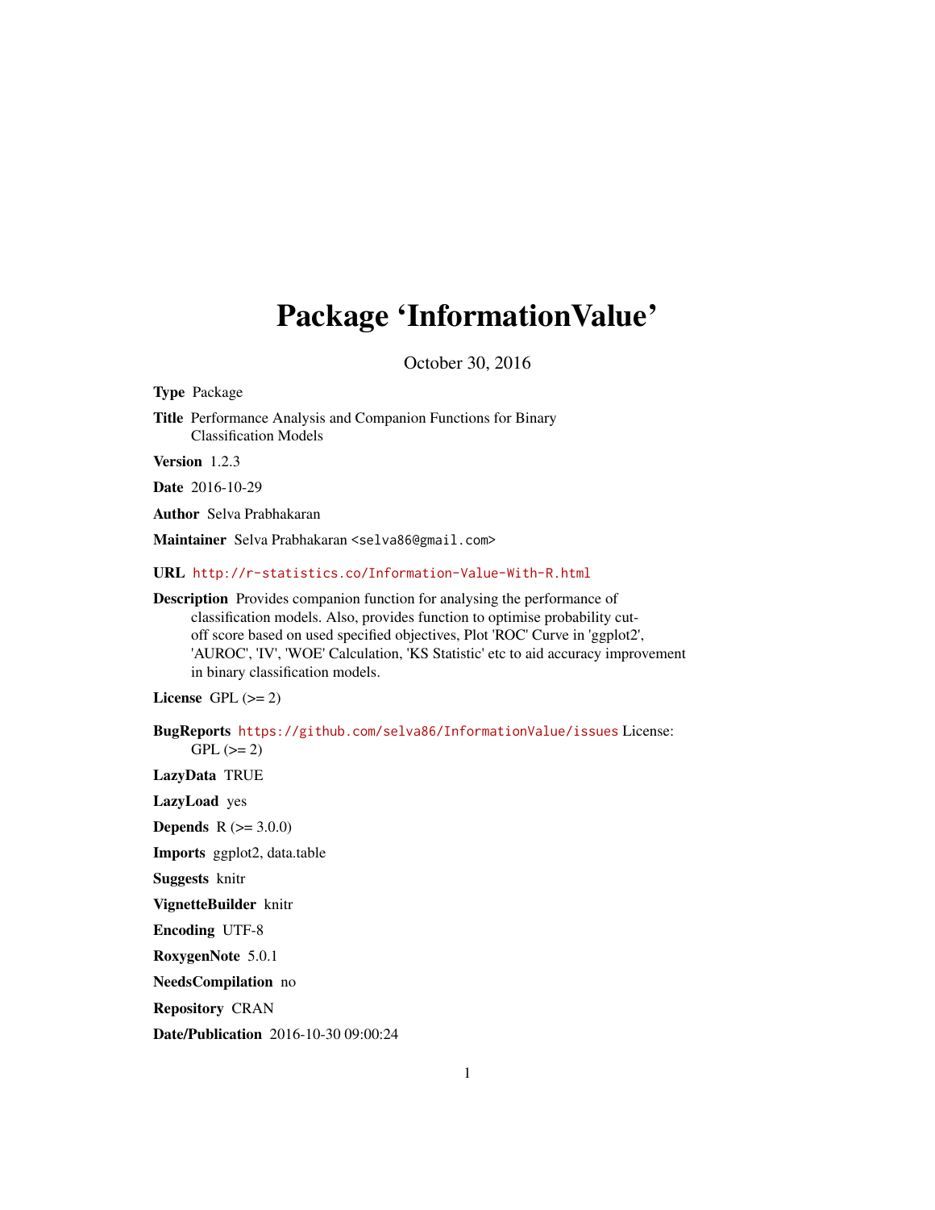# Package 'InformationValue'

October 30, 2016

**Type** Package

**Title** Performance Analysis and Companion Functions for Binary Classification Models

**Version** 1.2.3

**Date** 2016-10-29

**Author** Selva Prabhakaran

**Maintainer** Selva Prabhakaran <selva86@gmail.com>

**URL** http://r-statistics.co/Information-Value-With-R.html

**Description** Provides companion function for analysing the performance of classification models. Also, provides function to optimise probability cut-off score based on used specified objectives, Plot 'ROC' Curve in 'ggplot2', 'AUROC', 'IV', 'WOE' Calculation, 'KS Statistic' etc to aid accuracy improvement in binary classification models.

**License** GPL (>= 2)

**BugReports** https://github.com/selva86/InformationValue/issues License: GPL (>= 2)

**LazyData** TRUE

**LazyLoad** yes

**Depends** R (>= 3.0.0)

**Imports** ggplot2, data.table

**Suggests** knitr

**VignetteBuilder** knitr

**Encoding** UTF-8

**RoxygenNote** 5.0.1

**NeedsCompilation** no

**Repository** CRAN

**Date/Publication** 2016-10-30 09:00:24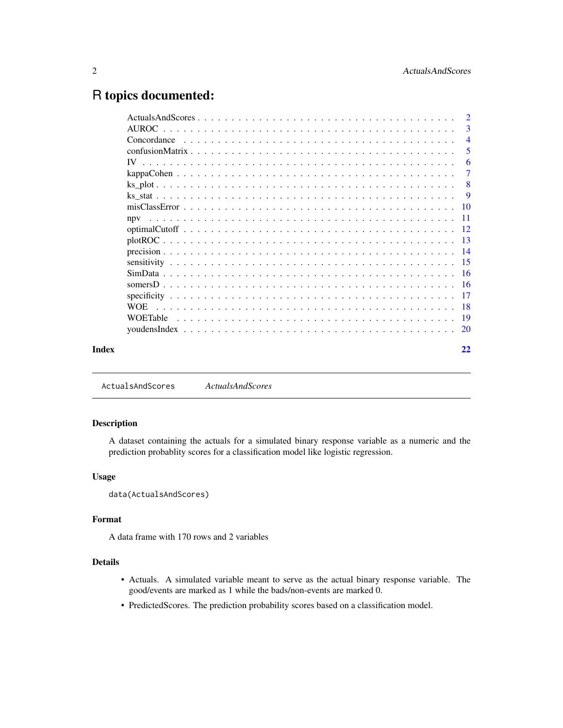# R topics documented:

| Topic | Page |
|---|---|
| ActualsAndScores | 2 |
| AUROC | 3 |
| Concordance | 4 |
| confusionMatrix | 5 |
| IV | 6 |
| kappaCohen | 7 |
| ks_plot | 8 |
| ks_stat | 9 |
| misClassError | 10 |
| npv | 11 |
| optimalCutoff | 12 |
| plotROC | 13 |
| precision | 14 |
| sensitivity | 15 |
| SimData | 16 |
| somersD | 16 |
| specificity | 17 |
| WOE | 18 |
| WOETable | 19 |
| youdensIndex | 20 |
| **Index** | **22** |

---

## ActualsAndScores — *ActualsAndScores*

### Description

A dataset containing the actuals for a simulated binary response variable as a numeric and the prediction probablity scores for a classification model like logistic regression.

### Usage

```
data(ActualsAndScores)
```

### Format

A data frame with 170 rows and 2 variables

### Details

- Actuals. A simulated variable meant to serve as the actual binary response variable. The good/events are marked as 1 while the bads/non-events are marked 0.
- PredictedScores. The prediction probability scores based on a classification model.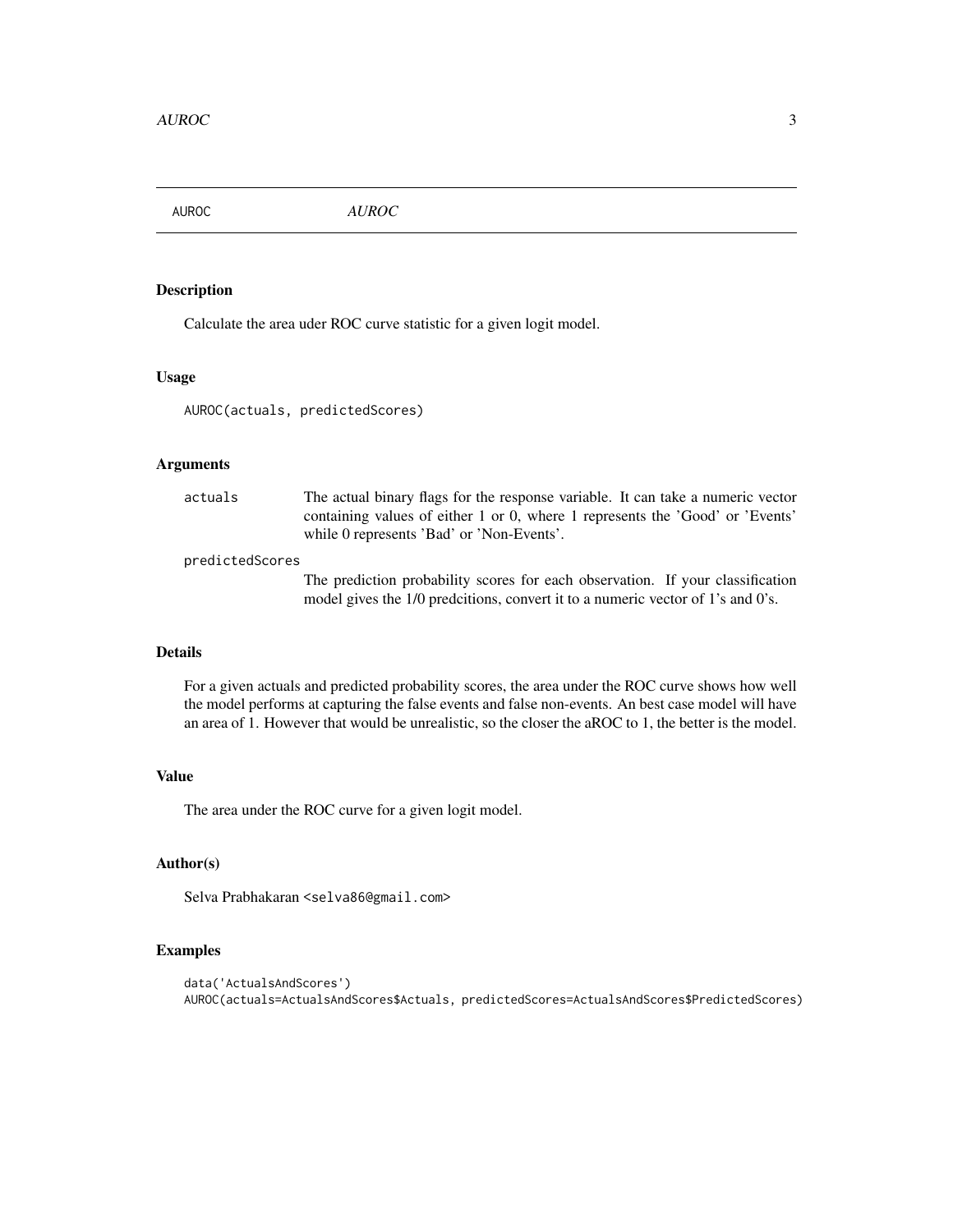AUROC *AUROC*

### Description

Calculate the area uder ROC curve statistic for a given logit model.

### Usage

```
AUROC(actuals, predictedScores)
```

### Arguments

| | |
|---|---|
| `actuals` | The actual binary flags for the response variable. It can take a numeric vector containing values of either 1 or 0, where 1 represents the 'Good' or 'Events' while 0 represents 'Bad' or 'Non-Events'. |
| `predictedScores` | The prediction probability scores for each observation. If your classification model gives the 1/0 predcitions, convert it to a numeric vector of 1's and 0's. |

### Details

For a given actuals and predicted probability scores, the area under the ROC curve shows how well the model performs at capturing the false events and false non-events. An best case model will have an area of 1. However that would be unrealistic, so the closer the aROC to 1, the better is the model.

### Value

The area under the ROC curve for a given logit model.

### Author(s)

Selva Prabhakaran <selva86@gmail.com>

### Examples

```
data('ActualsAndScores')
AUROC(actuals=ActualsAndScores$Actuals, predictedScores=ActualsAndScores$PredictedScores)
```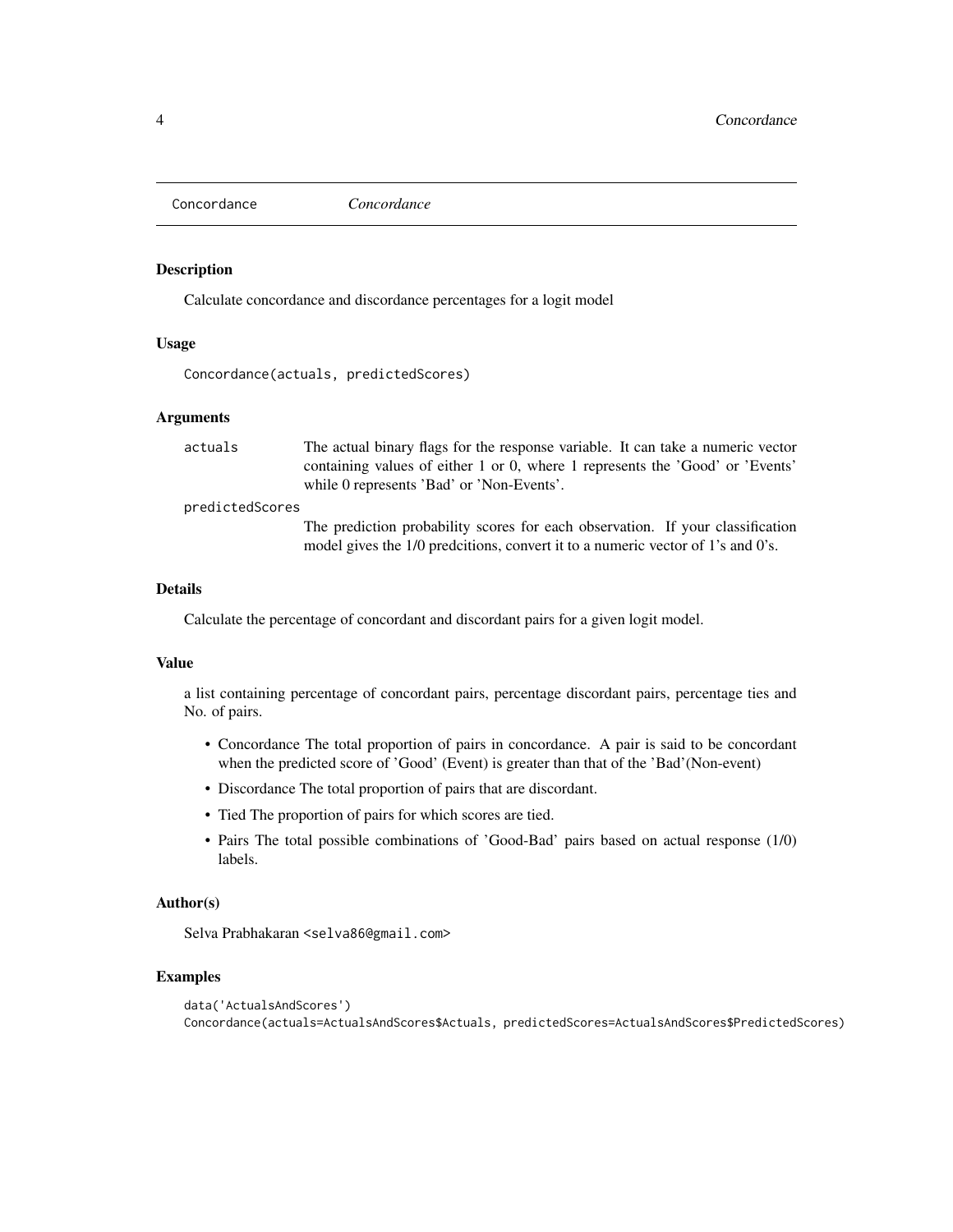## Concordance *Concordance*

### Description

Calculate concordance and discordance percentages for a logit model

### Usage

```
Concordance(actuals, predictedScores)
```

### Arguments

| | |
|---|---|
| actuals | The actual binary flags for the response variable. It can take a numeric vector containing values of either 1 or 0, where 1 represents the 'Good' or 'Events' while 0 represents 'Bad' or 'Non-Events'. |
| predictedScores | The prediction probability scores for each observation. If your classification model gives the 1/0 predcitions, convert it to a numeric vector of 1's and 0's. |

### Details

Calculate the percentage of concordant and discordant pairs for a given logit model.

### Value

a list containing percentage of concordant pairs, percentage discordant pairs, percentage ties and No. of pairs.

- Concordance The total proportion of pairs in concordance. A pair is said to be concordant when the predicted score of 'Good' (Event) is greater than that of the 'Bad'(Non-event)
- Discordance The total proportion of pairs that are discordant.
- Tied The proportion of pairs for which scores are tied.
- Pairs The total possible combinations of 'Good-Bad' pairs based on actual response (1/0) labels.

### Author(s)

Selva Prabhakaran <selva86@gmail.com>

### Examples

```
data('ActualsAndScores')
Concordance(actuals=ActualsAndScores$Actuals, predictedScores=ActualsAndScores$PredictedScores)
```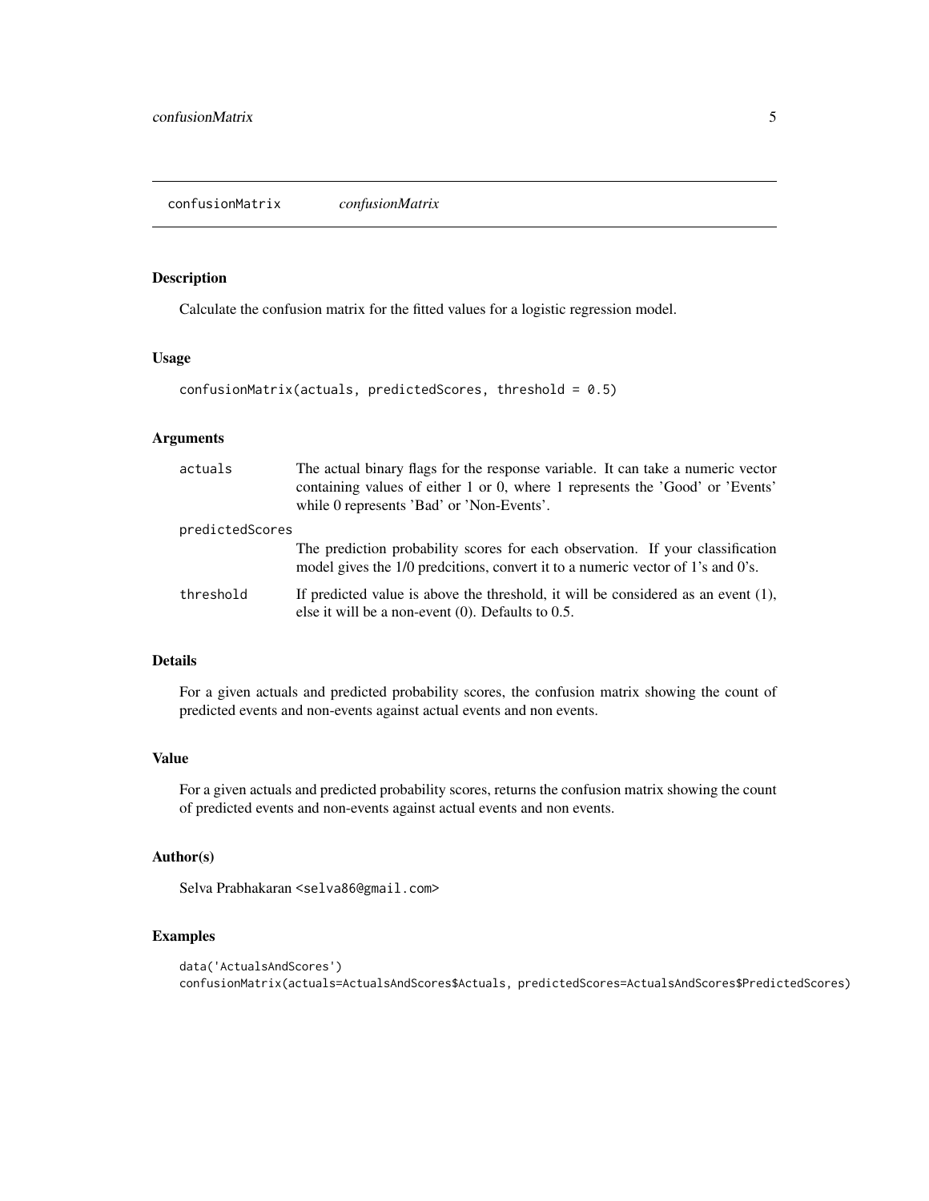## confusionMatrix *confusionMatrix*

### Description

Calculate the confusion matrix for the fitted values for a logistic regression model.

### Usage

```
confusionMatrix(actuals, predictedScores, threshold = 0.5)
```

### Arguments

| | |
|---|---|
| actuals | The actual binary flags for the response variable. It can take a numeric vector containing values of either 1 or 0, where 1 represents the 'Good' or 'Events' while 0 represents 'Bad' or 'Non-Events'. |
| predictedScores | The prediction probability scores for each observation. If your classification model gives the 1/0 predcitions, convert it to a numeric vector of 1's and 0's. |
| threshold | If predicted value is above the threshold, it will be considered as an event (1), else it will be a non-event (0). Defaults to 0.5. |

### Details

For a given actuals and predicted probability scores, the confusion matrix showing the count of predicted events and non-events against actual events and non events.

### Value

For a given actuals and predicted probability scores, returns the confusion matrix showing the count of predicted events and non-events against actual events and non events.

### Author(s)

Selva Prabhakaran <selva86@gmail.com>

### Examples

```
data('ActualsAndScores')
confusionMatrix(actuals=ActualsAndScores$Actuals, predictedScores=ActualsAndScores$PredictedScores)
```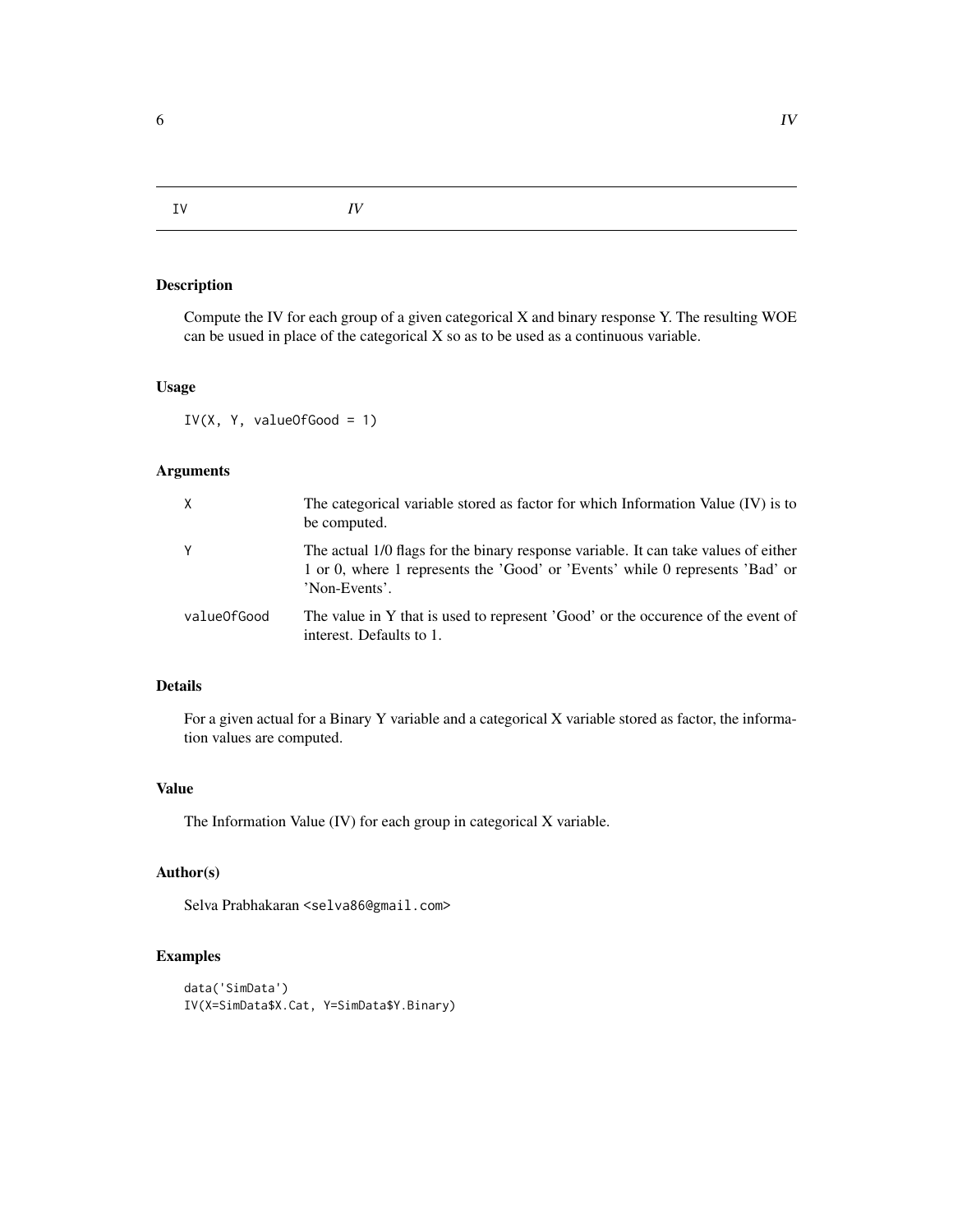IV *IV*

## Description

Compute the IV for each group of a given categorical X and binary response Y. The resulting WOE can be usued in place of the categorical X so as to be used as a continuous variable.

## Usage

```
IV(X, Y, valueOfGood = 1)
```

## Arguments

| | |
|---|---|
| X | The categorical variable stored as factor for which Information Value (IV) is to be computed. |
| Y | The actual 1/0 flags for the binary response variable. It can take values of either 1 or 0, where 1 represents the 'Good' or 'Events' while 0 represents 'Bad' or 'Non-Events'. |
| valueOfGood | The value in Y that is used to represent 'Good' or the occurence of the event of interest. Defaults to 1. |

## Details

For a given actual for a Binary Y variable and a categorical X variable stored as factor, the information values are computed.

## Value

The Information Value (IV) for each group in categorical X variable.

## Author(s)

Selva Prabhakaran <selva86@gmail.com>

## Examples

```
data('SimData')
IV(X=SimData$X.Cat, Y=SimData$Y.Binary)
```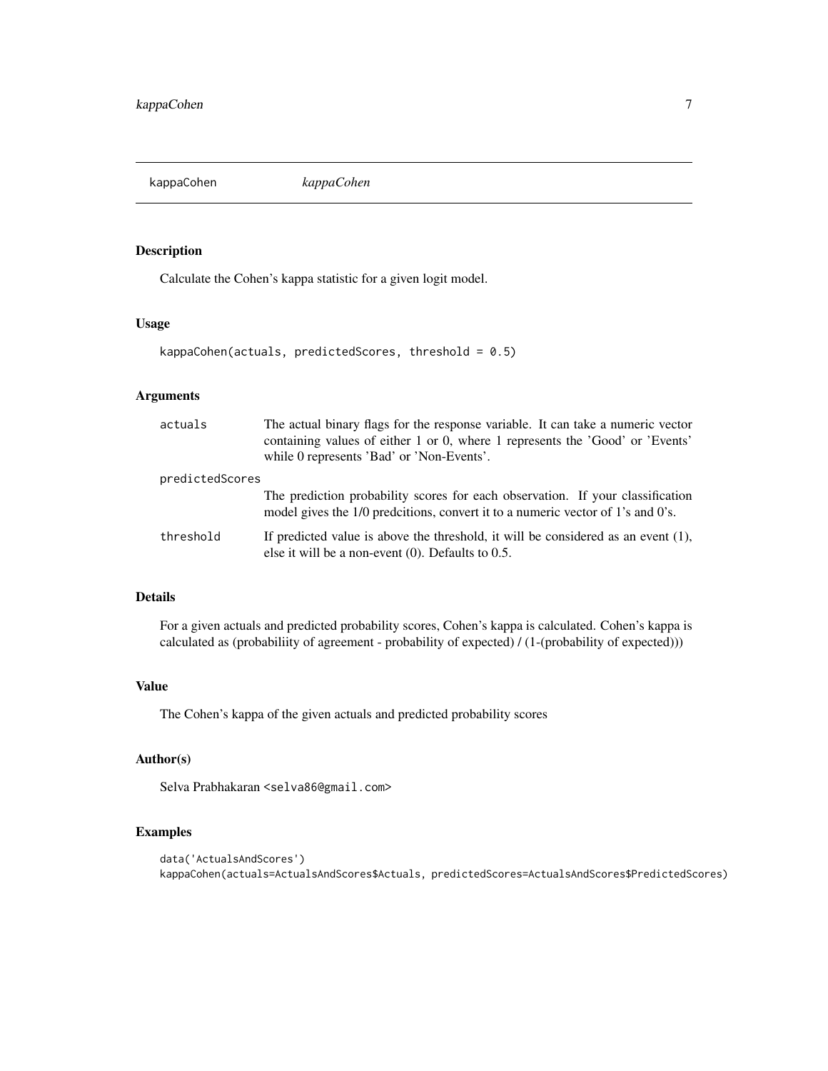## kappaCohen *kappaCohen*

### Description

Calculate the Cohen's kappa statistic for a given logit model.

### Usage

```
kappaCohen(actuals, predictedScores, threshold = 0.5)
```

### Arguments

| | |
|---|---|
| actuals | The actual binary flags for the response variable. It can take a numeric vector containing values of either 1 or 0, where 1 represents the 'Good' or 'Events' while 0 represents 'Bad' or 'Non-Events'. |
| predictedScores | The prediction probability scores for each observation. If your classification model gives the 1/0 predcitions, convert it to a numeric vector of 1's and 0's. |
| threshold | If predicted value is above the threshold, it will be considered as an event (1), else it will be a non-event (0). Defaults to 0.5. |

### Details

For a given actuals and predicted probability scores, Cohen's kappa is calculated. Cohen's kappa is calculated as (probabiliity of agreement - probability of expected) / (1-(probability of expected)))

### Value

The Cohen's kappa of the given actuals and predicted probability scores

### Author(s)

Selva Prabhakaran <selva86@gmail.com>

### Examples

```
data('ActualsAndScores')
kappaCohen(actuals=ActualsAndScores$Actuals, predictedScores=ActualsAndScores$PredictedScores)
```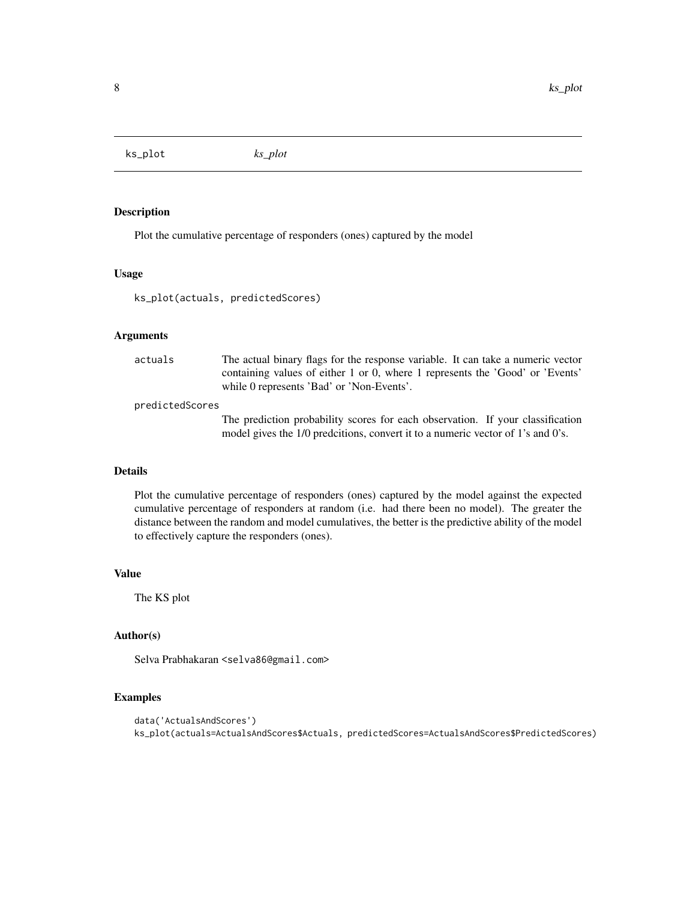ks_plot *ks_plot*

## Description

Plot the cumulative percentage of responders (ones) captured by the model

## Usage

```
ks_plot(actuals, predictedScores)
```

## Arguments

| | |
|---|---|
| actuals | The actual binary flags for the response variable. It can take a numeric vector containing values of either 1 or 0, where 1 represents the 'Good' or 'Events' while 0 represents 'Bad' or 'Non-Events'. |
| predictedScores | The prediction probability scores for each observation. If your classification model gives the 1/0 predcitions, convert it to a numeric vector of 1's and 0's. |

## Details

Plot the cumulative percentage of responders (ones) captured by the model against the expected cumulative percentage of responders at random (i.e. had there been no model). The greater the distance between the random and model cumulatives, the better is the predictive ability of the model to effectively capture the responders (ones).

## Value

The KS plot

## Author(s)

Selva Prabhakaran <selva86@gmail.com>

## Examples

```
data('ActualsAndScores')
ks_plot(actuals=ActualsAndScores$Actuals, predictedScores=ActualsAndScores$PredictedScores)
```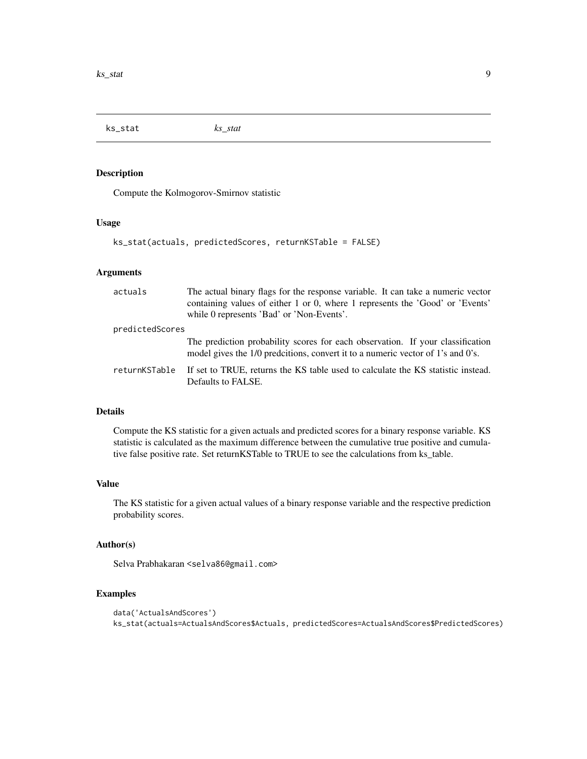ks_stat *ks_stat*

### Description

Compute the Kolmogorov-Smirnov statistic

### Usage

```
ks_stat(actuals, predictedScores, returnKSTable = FALSE)
```

### Arguments

| | |
|---|---|
| actuals | The actual binary flags for the response variable. It can take a numeric vector containing values of either 1 or 0, where 1 represents the 'Good' or 'Events' while 0 represents 'Bad' or 'Non-Events'. |
| predictedScores | The prediction probability scores for each observation. If your classification model gives the 1/0 predcitions, convert it to a numeric vector of 1's and 0's. |
| returnKSTable | If set to TRUE, returns the KS table used to calculate the KS statistic instead. Defaults to FALSE. |

### Details

Compute the KS statistic for a given actuals and predicted scores for a binary response variable. KS statistic is calculated as the maximum difference between the cumulative true positive and cumulative false positive rate. Set returnKSTable to TRUE to see the calculations from ks_table.

### Value

The KS statistic for a given actual values of a binary response variable and the respective prediction probability scores.

### Author(s)

Selva Prabhakaran <selva86@gmail.com>

### Examples

```
data('ActualsAndScores')
ks_stat(actuals=ActualsAndScores$Actuals, predictedScores=ActualsAndScores$PredictedScores)
```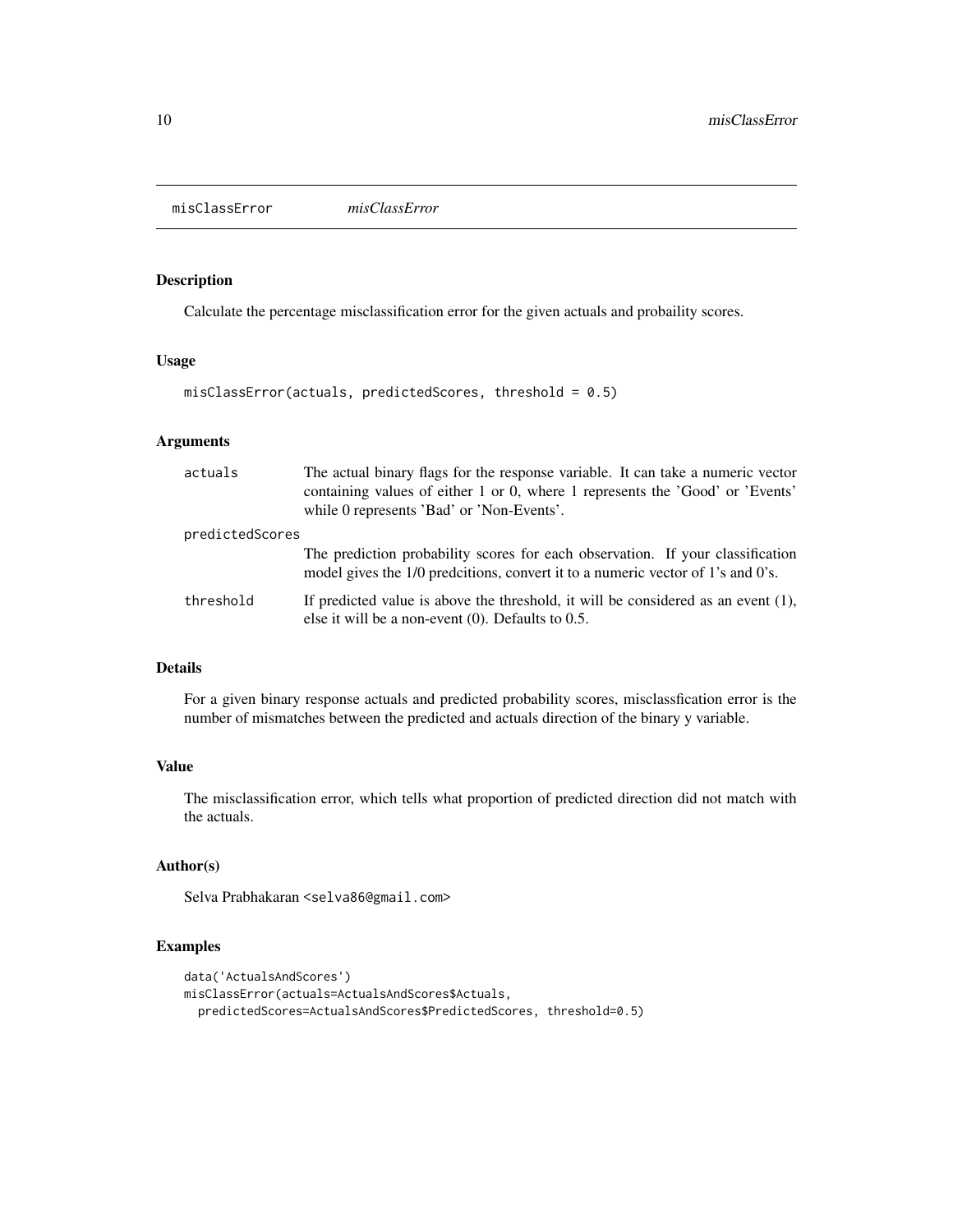## misClassError *misClassError*

### Description

Calculate the percentage misclassification error for the given actuals and probaility scores.

### Usage

```
misClassError(actuals, predictedScores, threshold = 0.5)
```

### Arguments

| | |
|---|---|
| actuals | The actual binary flags for the response variable. It can take a numeric vector containing values of either 1 or 0, where 1 represents the 'Good' or 'Events' while 0 represents 'Bad' or 'Non-Events'. |
| predictedScores | The prediction probability scores for each observation. If your classification model gives the 1/0 predcitions, convert it to a numeric vector of 1's and 0's. |
| threshold | If predicted value is above the threshold, it will be considered as an event (1), else it will be a non-event (0). Defaults to 0.5. |

### Details

For a given binary response actuals and predicted probability scores, misclassfication error is the number of mismatches between the predicted and actuals direction of the binary y variable.

### Value

The misclassification error, which tells what proportion of predicted direction did not match with the actuals.

### Author(s)

Selva Prabhakaran <selva86@gmail.com>

### Examples

```
data('ActualsAndScores')
misClassError(actuals=ActualsAndScores$Actuals,
  predictedScores=ActualsAndScores$PredictedScores, threshold=0.5)
```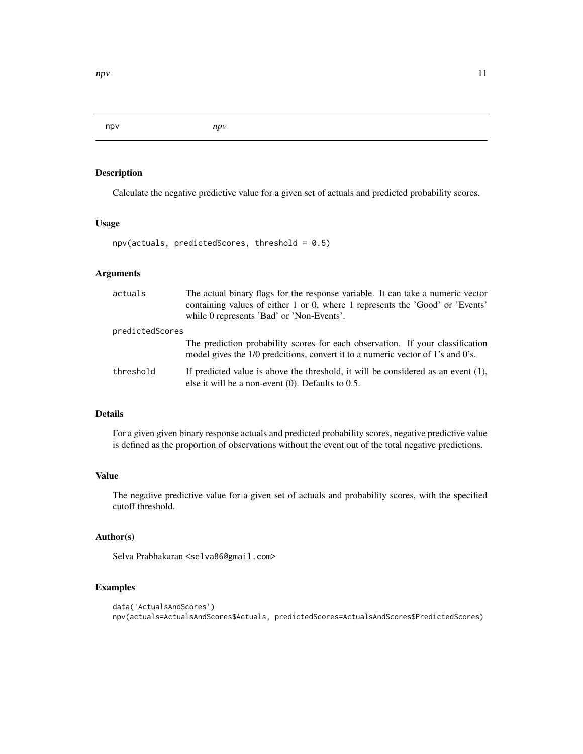npv *npv*

### Description

Calculate the negative predictive value for a given set of actuals and predicted probability scores.

### Usage

```
npv(actuals, predictedScores, threshold = 0.5)
```

### Arguments

| | |
|---|---|
| `actuals` | The actual binary flags for the response variable. It can take a numeric vector containing values of either 1 or 0, where 1 represents the 'Good' or 'Events' while 0 represents 'Bad' or 'Non-Events'. |
| `predictedScores` | The prediction probability scores for each observation. If your classification model gives the 1/0 predcitions, convert it to a numeric vector of 1's and 0's. |
| `threshold` | If predicted value is above the threshold, it will be considered as an event (1), else it will be a non-event (0). Defaults to 0.5. |

### Details

For a given given binary response actuals and predicted probability scores, negative predictive value is defined as the proportion of observations without the event out of the total negative predictions.

### Value

The negative predictive value for a given set of actuals and probability scores, with the specified cutoff threshold.

### Author(s)

Selva Prabhakaran <selva86@gmail.com>

### Examples

```
data('ActualsAndScores')
npv(actuals=ActualsAndScores$Actuals, predictedScores=ActualsAndScores$PredictedScores)
```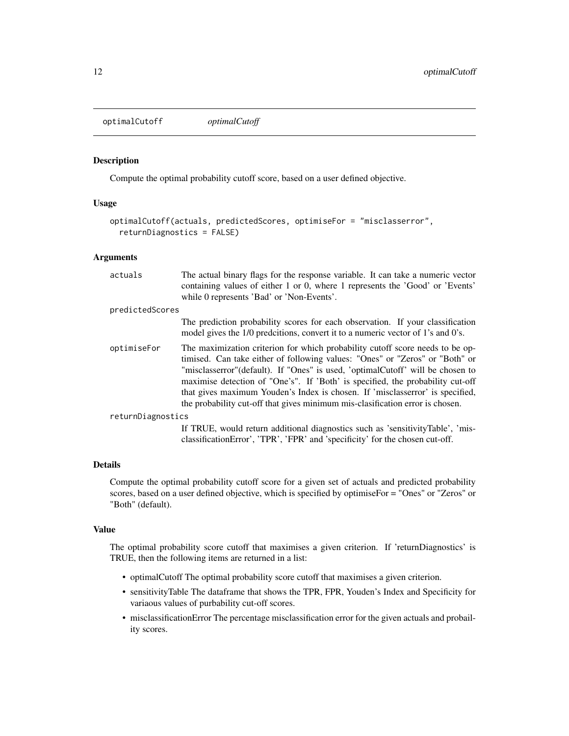optimalCutoff *optimalCutoff*

## Description

Compute the optimal probability cutoff score, based on a user defined objective.

## Usage

```
optimalCutoff(actuals, predictedScores, optimiseFor = "misclasserror",
  returnDiagnostics = FALSE)
```

## Arguments

| | |
|---|---|
| actuals | The actual binary flags for the response variable. It can take a numeric vector containing values of either 1 or 0, where 1 represents the 'Good' or 'Events' while 0 represents 'Bad' or 'Non-Events'. |
| predictedScores | The prediction probability scores for each observation. If your classification model gives the 1/0 predcitions, convert it to a numeric vector of 1's and 0's. |
| optimiseFor | The maximization criterion for which probability cutoff score needs to be optimised. Can take either of following values: "Ones" or "Zeros" or "Both" or "misclasserror"(default). If "Ones" is used, 'optimalCutoff' will be chosen to maximise detection of "One's". If 'Both' is specified, the probability cut-off that gives maximum Youden's Index is chosen. If 'misclasserror' is specified, the probability cut-off that gives minimum mis-clasification error is chosen. |
| returnDiagnostics | If TRUE, would return additional diagnostics such as 'sensitivityTable', 'misclassificationError', 'TPR', 'FPR' and 'specificity' for the chosen cut-off. |

## Details

Compute the optimal probability cutoff score for a given set of actuals and predicted probability scores, based on a user defined objective, which is specified by optimiseFor = "Ones" or "Zeros" or "Both" (default).

## Value

The optimal probability score cutoff that maximises a given criterion. If 'returnDiagnostics' is TRUE, then the following items are returned in a list:

- optimalCutoff The optimal probability score cutoff that maximises a given criterion.
- sensitivityTable The dataframe that shows the TPR, FPR, Youden's Index and Specificity for variaous values of purbability cut-off scores.
- misclassificationError The percentage misclassification error for the given actuals and probaility scores.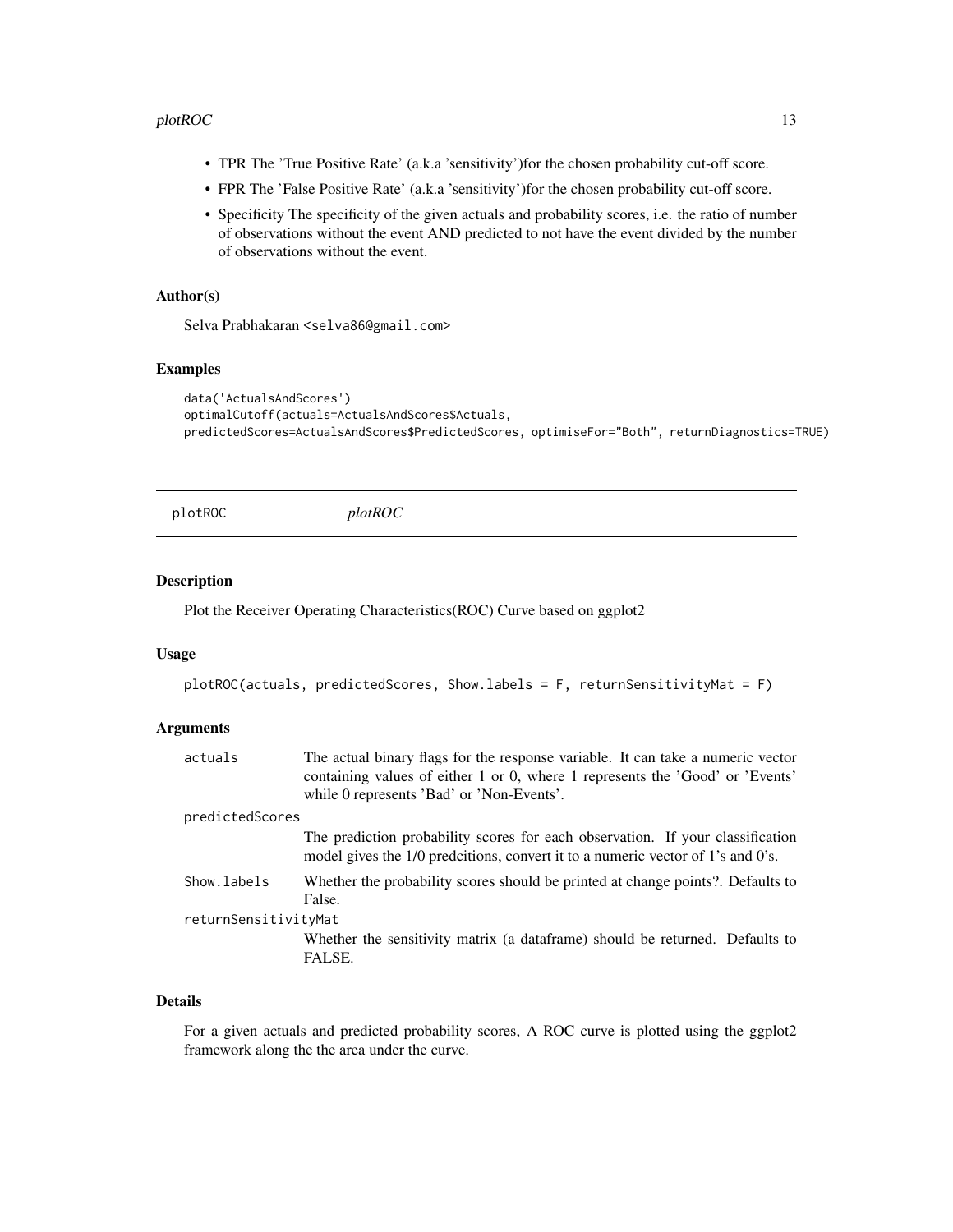- TPR The 'True Positive Rate' (a.k.a 'sensitivity')for the chosen probability cut-off score.
- FPR The 'False Positive Rate' (a.k.a 'sensitivity')for the chosen probability cut-off score.
- Specificity The specificity of the given actuals and probability scores, i.e. the ratio of number of observations without the event AND predicted to not have the event divided by the number of observations without the event.

### Author(s)

Selva Prabhakaran <selva86@gmail.com>

### Examples

```
data('ActualsAndScores')
optimalCutoff(actuals=ActualsAndScores$Actuals,
predictedScores=ActualsAndScores$PredictedScores, optimiseFor="Both", returnDiagnostics=TRUE)
```

---

## plotROC *plotROC*

---

### Description

Plot the Receiver Operating Characteristics(ROC) Curve based on ggplot2

### Usage

```
plotROC(actuals, predictedScores, Show.labels = F, returnSensitivityMat = F)
```

### Arguments

| | |
|---|---|
| actuals | The actual binary flags for the response variable. It can take a numeric vector containing values of either 1 or 0, where 1 represents the 'Good' or 'Events' while 0 represents 'Bad' or 'Non-Events'. |
| predictedScores | The prediction probability scores for each observation. If your classification model gives the 1/0 predcitions, convert it to a numeric vector of 1's and 0's. |
| Show.labels | Whether the probability scores should be printed at change points?. Defaults to False. |
| returnSensitivityMat | Whether the sensitivity matrix (a dataframe) should be returned. Defaults to FALSE. |

### Details

For a given actuals and predicted probability scores, A ROC curve is plotted using the ggplot2 framework along the the area under the curve.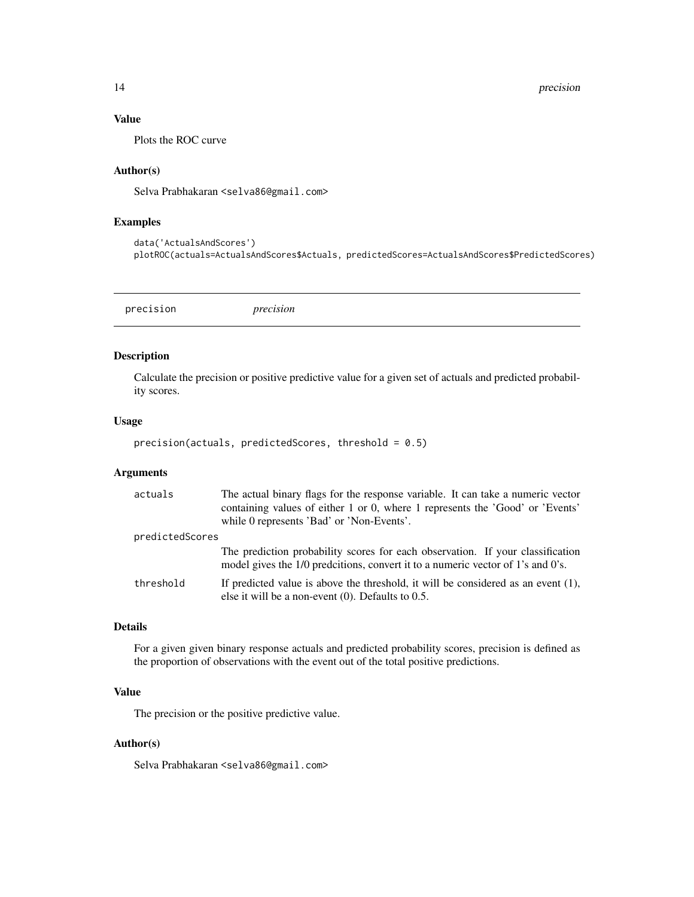### Value

Plots the ROC curve

### Author(s)

Selva Prabhakaran <selva86@gmail.com>

### Examples

```
data('ActualsAndScores')
plotROC(actuals=ActualsAndScores$Actuals, predictedScores=ActualsAndScores$PredictedScores)
```

## precision — *precision*

### Description

Calculate the precision or positive predictive value for a given set of actuals and predicted probability scores.

### Usage

```
precision(actuals, predictedScores, threshold = 0.5)
```

### Arguments

| | |
|---|---|
| `actuals` | The actual binary flags for the response variable. It can take a numeric vector containing values of either 1 or 0, where 1 represents the 'Good' or 'Events' while 0 represents 'Bad' or 'Non-Events'. |
| `predictedScores` | The prediction probability scores for each observation. If your classification model gives the 1/0 predcitions, convert it to a numeric vector of 1's and 0's. |
| `threshold` | If predicted value is above the threshold, it will be considered as an event (1), else it will be a non-event (0). Defaults to 0.5. |

### Details

For a given given binary response actuals and predicted probability scores, precision is defined as the proportion of observations with the event out of the total positive predictions.

### Value

The precision or the positive predictive value.

### Author(s)

Selva Prabhakaran <selva86@gmail.com>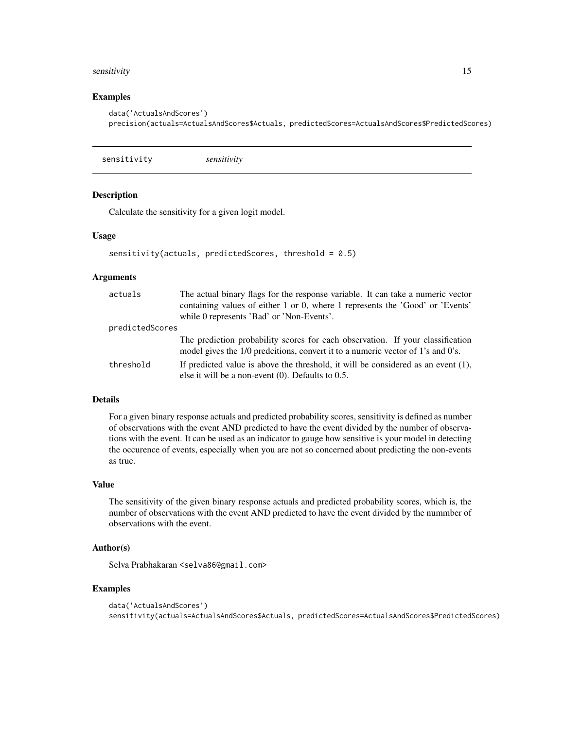### Examples

```
data('ActualsAndScores')
precision(actuals=ActualsAndScores$Actuals, predictedScores=ActualsAndScores$PredictedScores)
```

---

## sensitivity *sensitivity*

---

### Description

Calculate the sensitivity for a given logit model.

### Usage

```
sensitivity(actuals, predictedScores, threshold = 0.5)
```

### Arguments

| | |
|---|---|
| actuals | The actual binary flags for the response variable. It can take a numeric vector containing values of either 1 or 0, where 1 represents the 'Good' or 'Events' while 0 represents 'Bad' or 'Non-Events'. |
| predictedScores | The prediction probability scores for each observation. If your classification model gives the 1/0 predcitions, convert it to a numeric vector of 1's and 0's. |
| threshold | If predicted value is above the threshold, it will be considered as an event (1), else it will be a non-event (0). Defaults to 0.5. |

### Details

For a given binary response actuals and predicted probability scores, sensitivity is defined as number of observations with the event AND predicted to have the event divided by the number of observations with the event. It can be used as an indicator to gauge how sensitive is your model in detecting the occurence of events, especially when you are not so concerned about predicting the non-events as true.

### Value

The sensitivity of the given binary response actuals and predicted probability scores, which is, the number of observations with the event AND predicted to have the event divided by the nummber of observations with the event.

### Author(s)

Selva Prabhakaran <selva86@gmail.com>

### Examples

```
data('ActualsAndScores')
sensitivity(actuals=ActualsAndScores$Actuals, predictedScores=ActualsAndScores$PredictedScores)
```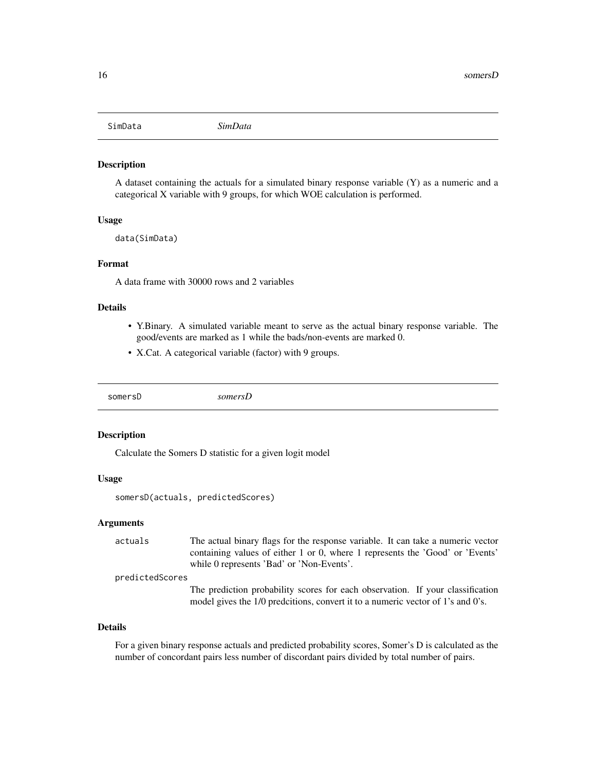## SimData *SimData*

### Description

A dataset containing the actuals for a simulated binary response variable (Y) as a numeric and a categorical X variable with 9 groups, for which WOE calculation is performed.

### Usage

```
data(SimData)
```

### Format

A data frame with 30000 rows and 2 variables

### Details

- Y.Binary. A simulated variable meant to serve as the actual binary response variable. The good/events are marked as 1 while the bads/non-events are marked 0.
- X.Cat. A categorical variable (factor) with 9 groups.

## somersD *somersD*

### Description

Calculate the Somers D statistic for a given logit model

### Usage

```
somersD(actuals, predictedScores)
```

### Arguments

| | |
|---|---|
| actuals | The actual binary flags for the response variable. It can take a numeric vector containing values of either 1 or 0, where 1 represents the 'Good' or 'Events' while 0 represents 'Bad' or 'Non-Events'. |
| predictedScores | The prediction probability scores for each observation. If your classification model gives the 1/0 predcitions, convert it to a numeric vector of 1's and 0's. |

### Details

For a given binary response actuals and predicted probability scores, Somer's D is calculated as the number of concordant pairs less number of discordant pairs divided by total number of pairs.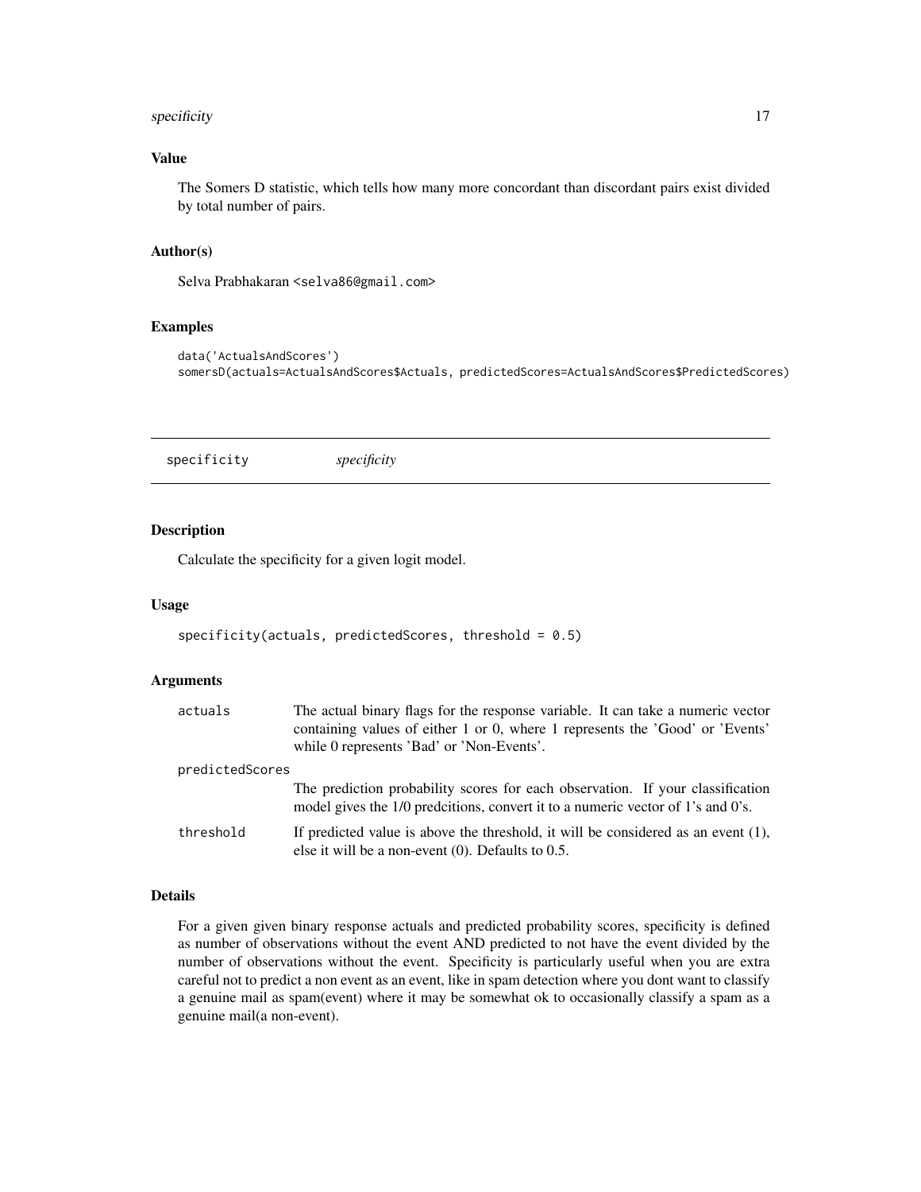### Value

The Somers D statistic, which tells how many more concordant than discordant pairs exist divided by total number of pairs.

### Author(s)

Selva Prabhakaran <selva86@gmail.com>

### Examples

```
data('ActualsAndScores')
somersD(actuals=ActualsAndScores$Actuals, predictedScores=ActualsAndScores$PredictedScores)
```

---

## specificity *specificity*

---

### Description

Calculate the specificity for a given logit model.

### Usage

```
specificity(actuals, predictedScores, threshold = 0.5)
```

### Arguments

| | |
|---|---|
| actuals | The actual binary flags for the response variable. It can take a numeric vector containing values of either 1 or 0, where 1 represents the 'Good' or 'Events' while 0 represents 'Bad' or 'Non-Events'. |
| predictedScores | The prediction probability scores for each observation. If your classification model gives the 1/0 predcitions, convert it to a numeric vector of 1's and 0's. |
| threshold | If predicted value is above the threshold, it will be considered as an event (1), else it will be a non-event (0). Defaults to 0.5. |

### Details

For a given given binary response actuals and predicted probability scores, specificity is defined as number of observations without the event AND predicted to not have the event divided by the number of observations without the event. Specificity is particularly useful when you are extra careful not to predict a non event as an event, like in spam detection where you dont want to classify a genuine mail as spam(event) where it may be somewhat ok to occasionally classify a spam as a genuine mail(a non-event).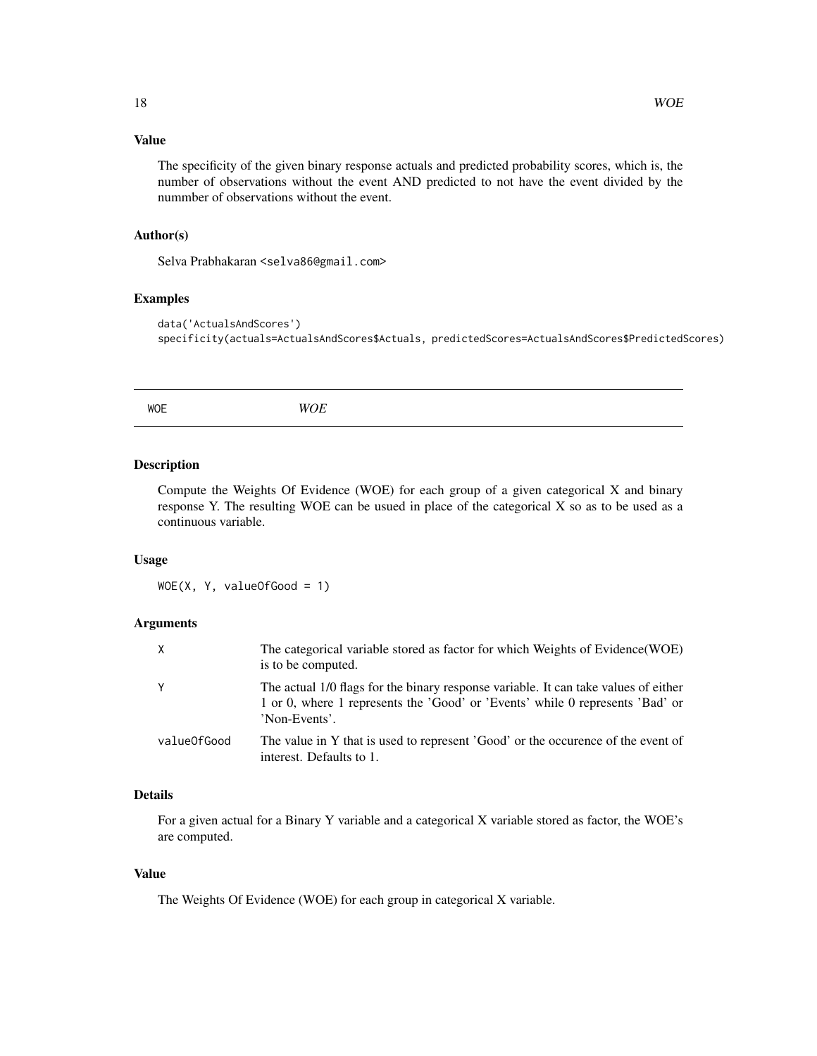### Value

The specificity of the given binary response actuals and predicted probability scores, which is, the number of observations without the event AND predicted to not have the event divided by the nummber of observations without the event.

### Author(s)

Selva Prabhakaran <selva86@gmail.com>

### Examples

```
data('ActualsAndScores')
specificity(actuals=ActualsAndScores$Actuals, predictedScores=ActualsAndScores$PredictedScores)
```

---

## WOE *WOE*

---

### Description

Compute the Weights Of Evidence (WOE) for each group of a given categorical X and binary response Y. The resulting WOE can be usued in place of the categorical X so as to be used as a continuous variable.

### Usage

```
WOE(X, Y, valueOfGood = 1)
```

### Arguments

| | |
|---|---|
| X | The categorical variable stored as factor for which Weights of Evidence(WOE) is to be computed. |
| Y | The actual 1/0 flags for the binary response variable. It can take values of either 1 or 0, where 1 represents the 'Good' or 'Events' while 0 represents 'Bad' or 'Non-Events'. |
| valueOfGood | The value in Y that is used to represent 'Good' or the occurence of the event of interest. Defaults to 1. |

### Details

For a given actual for a Binary Y variable and a categorical X variable stored as factor, the WOE's are computed.

### Value

The Weights Of Evidence (WOE) for each group in categorical X variable.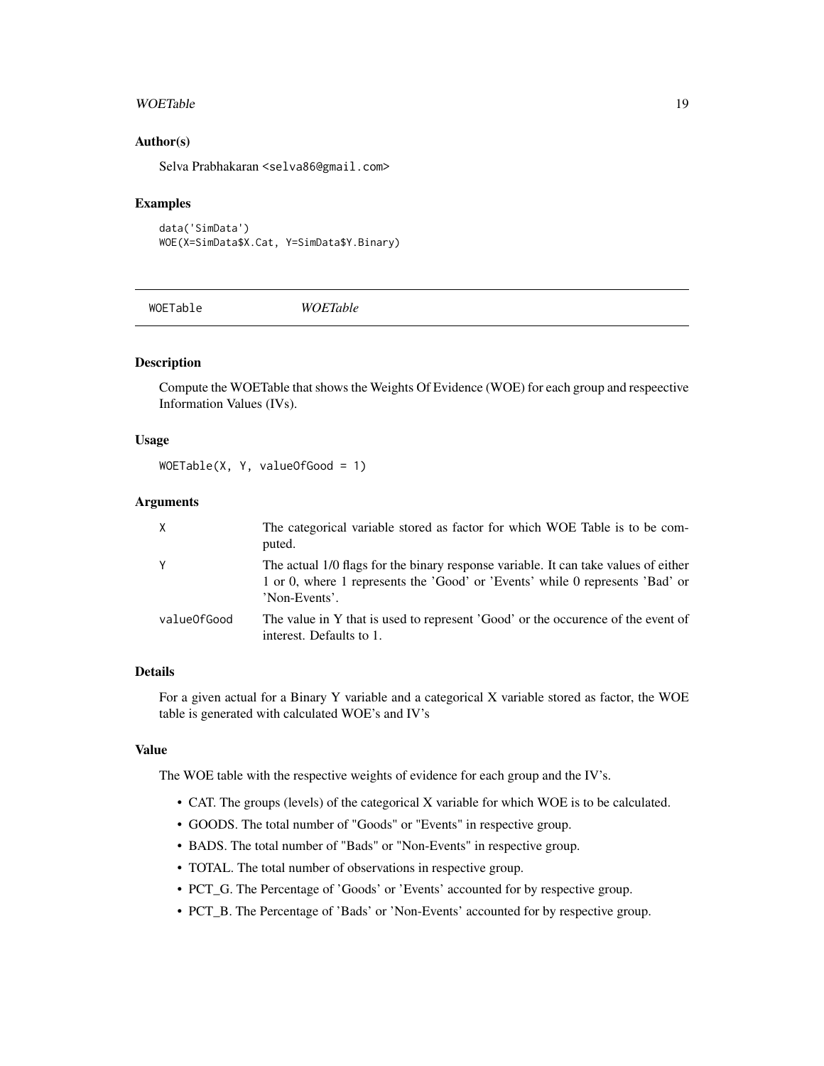## Author(s)

Selva Prabhakaran <selva86@gmail.com>

## Examples

```
data('SimData')
WOE(X=SimData$X.Cat, Y=SimData$Y.Binary)
```

---

# WOETable *WOETable*

---

## Description

Compute the WOETable that shows the Weights Of Evidence (WOE) for each group and respeective Information Values (IVs).

## Usage

```
WOETable(X, Y, valueOfGood = 1)
```

## Arguments

| | |
|---|---|
| X | The categorical variable stored as factor for which WOE Table is to be computed. |
| Y | The actual 1/0 flags for the binary response variable. It can take values of either 1 or 0, where 1 represents the 'Good' or 'Events' while 0 represents 'Bad' or 'Non-Events'. |
| valueOfGood | The value in Y that is used to represent 'Good' or the occurence of the event of interest. Defaults to 1. |

## Details

For a given actual for a Binary Y variable and a categorical X variable stored as factor, the WOE table is generated with calculated WOE's and IV's

## Value

The WOE table with the respective weights of evidence for each group and the IV's.

- CAT. The groups (levels) of the categorical X variable for which WOE is to be calculated.
- GOODS. The total number of "Goods" or "Events" in respective group.
- BADS. The total number of "Bads" or "Non-Events" in respective group.
- TOTAL. The total number of observations in respective group.
- PCT_G. The Percentage of 'Goods' or 'Events' accounted for by respective group.
- PCT_B. The Percentage of 'Bads' or 'Non-Events' accounted for by respective group.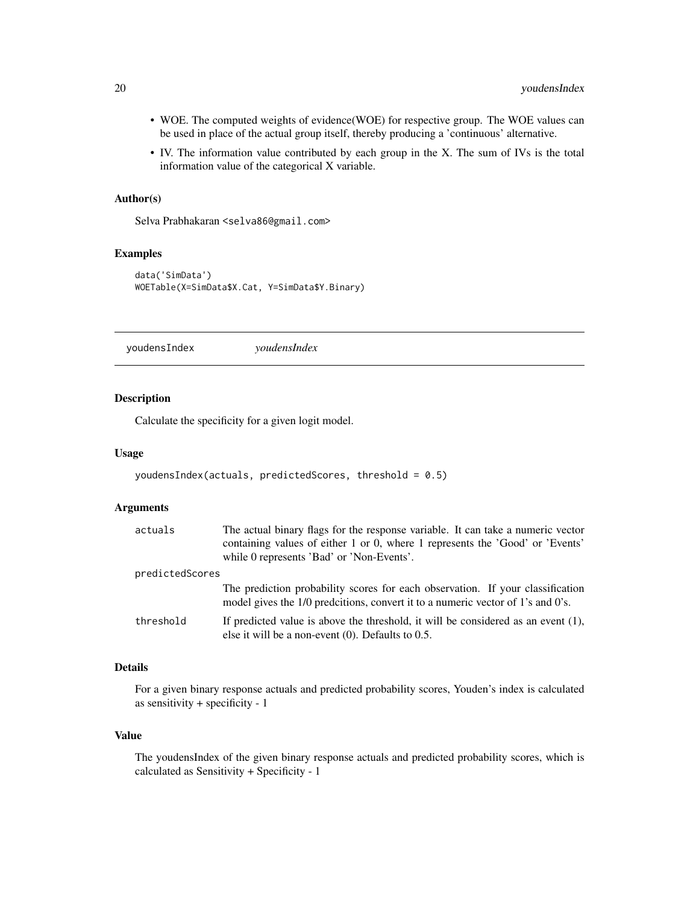- WOE. The computed weights of evidence(WOE) for respective group. The WOE values can be used in place of the actual group itself, thereby producing a 'continuous' alternative.
- IV. The information value contributed by each group in the X. The sum of IVs is the total information value of the categorical X variable.

### Author(s)

Selva Prabhakaran <selva86@gmail.com>

### Examples

```
data('SimData')
WOETable(X=SimData$X.Cat, Y=SimData$Y.Binary)
```

---

## youdensIndex *youdensIndex*

---

### Description

Calculate the specificity for a given logit model.

### Usage

```
youdensIndex(actuals, predictedScores, threshold = 0.5)
```

### Arguments

| | |
|---|---|
| actuals | The actual binary flags for the response variable. It can take a numeric vector containing values of either 1 or 0, where 1 represents the 'Good' or 'Events' while 0 represents 'Bad' or 'Non-Events'. |
| predictedScores | The prediction probability scores for each observation. If your classification model gives the 1/0 predcitions, convert it to a numeric vector of 1's and 0's. |
| threshold | If predicted value is above the threshold, it will be considered as an event (1), else it will be a non-event (0). Defaults to 0.5. |

### Details

For a given binary response actuals and predicted probability scores, Youden's index is calculated as sensitivity + specificity - 1

### Value

The youdensIndex of the given binary response actuals and predicted probability scores, which is calculated as Sensitivity + Specificity - 1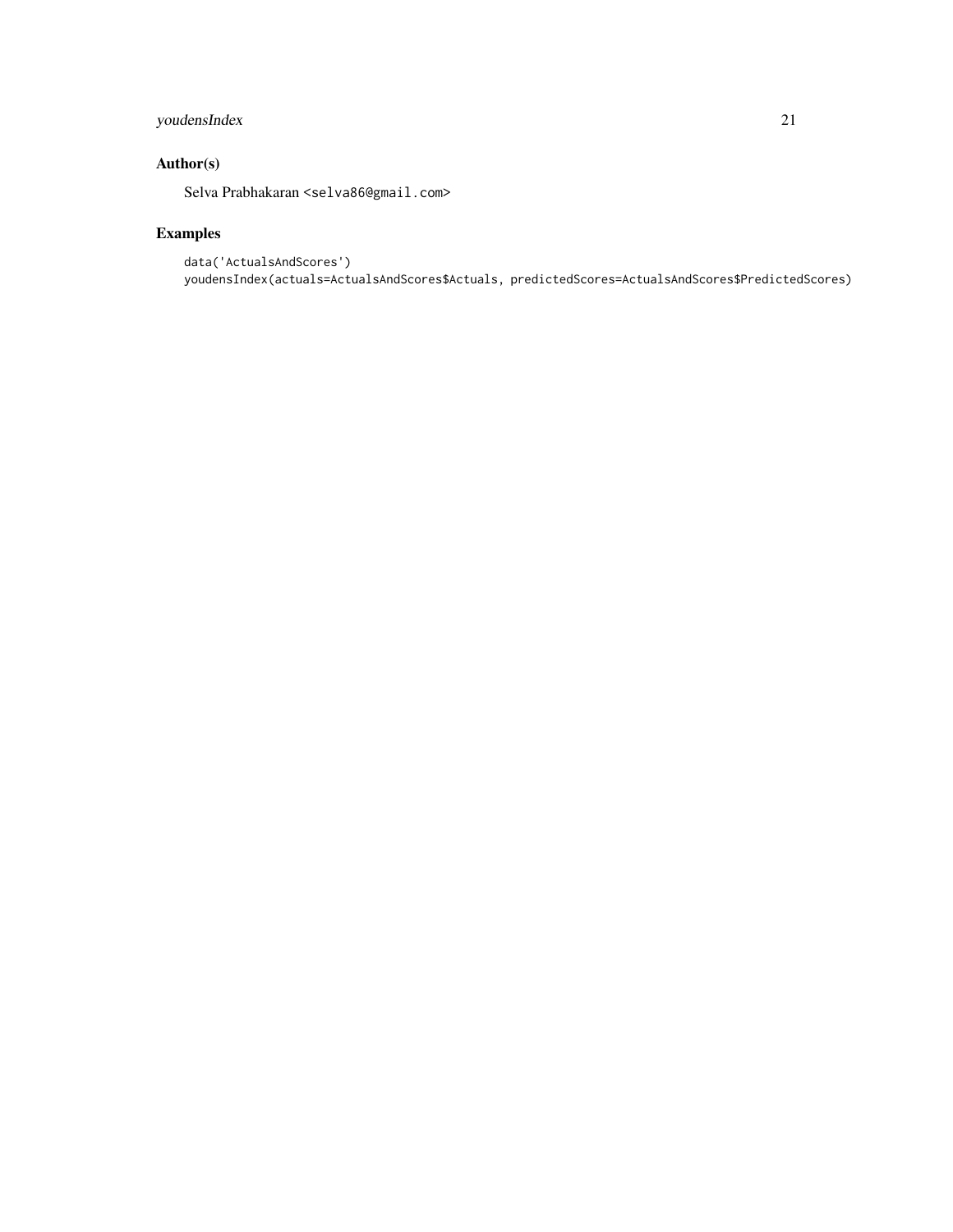## Author(s)

Selva Prabhakaran <selva86@gmail.com>

## Examples

```
data('ActualsAndScores')
youdensIndex(actuals=ActualsAndScores$Actuals, predictedScores=ActualsAndScores$PredictedScores)
```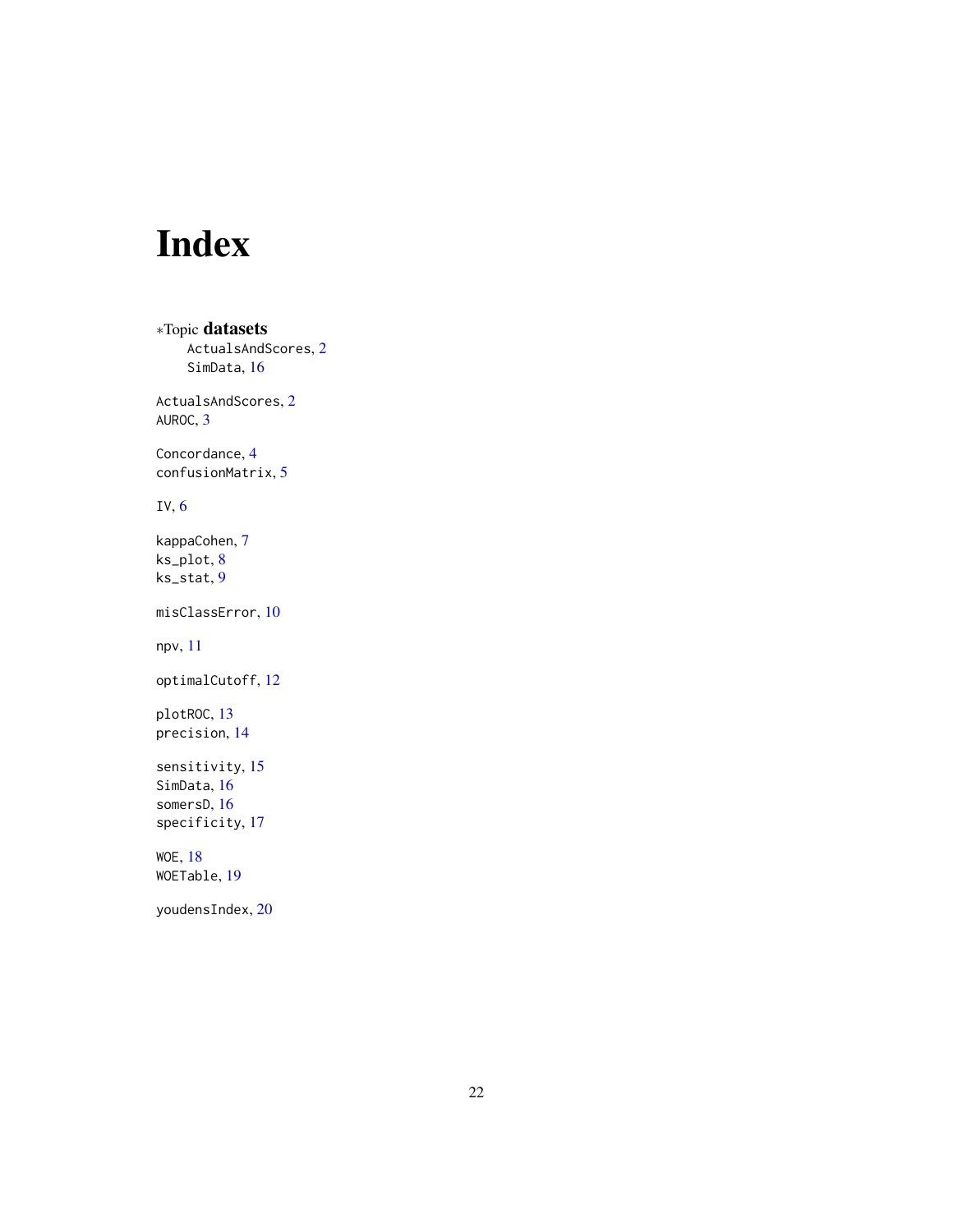# Index

*Topic **datasets**

ActualsAndScores, 2
SimData, 16

ActualsAndScores, 2
AUROC, 3

Concordance, 4
confusionMatrix, 5

IV, 6

kappaCohen, 7
ks_plot, 8
ks_stat, 9

misClassError, 10

npv, 11

optimalCutoff, 12

plotROC, 13
precision, 14

sensitivity, 15
SimData, 16
somersD, 16
specificity, 17

WOE, 18
WOETable, 19

youdensIndex, 20